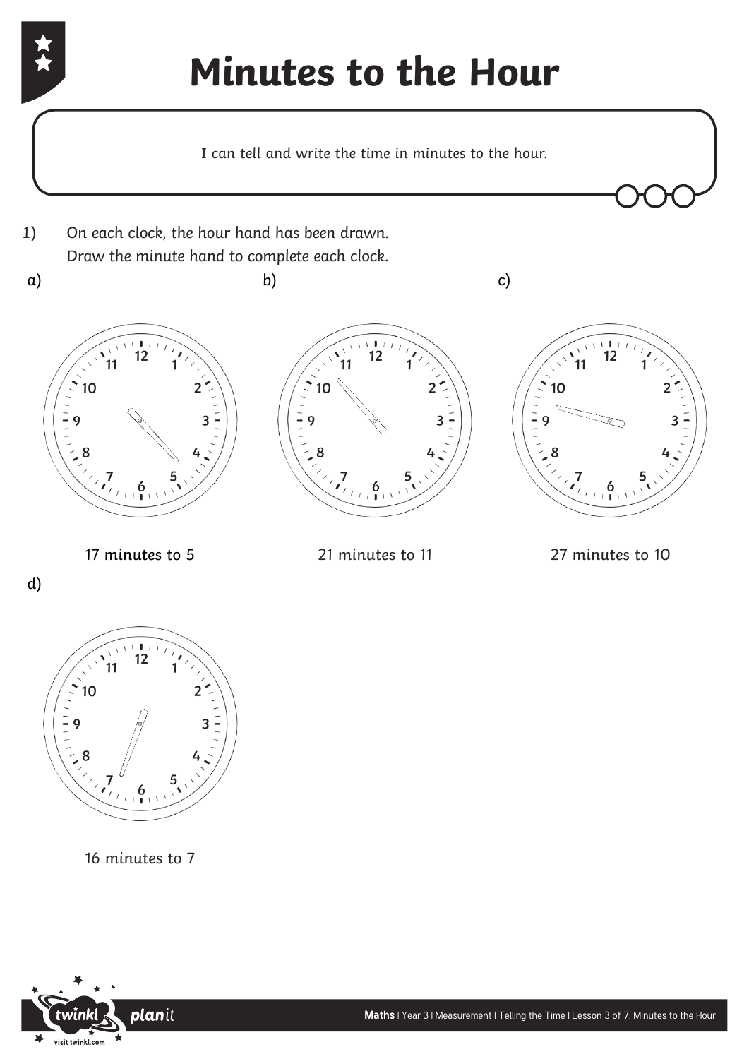# Minutes to the Hour

I can tell and write the time in minutes to the hour.

1) On each clock, the hour hand has been drawn.
   Draw the minute hand to complete each clock.

a) 17 minutes to 5

b) 21 minutes to 11

c) 27 minutes to 10

d) 16 minutes to 7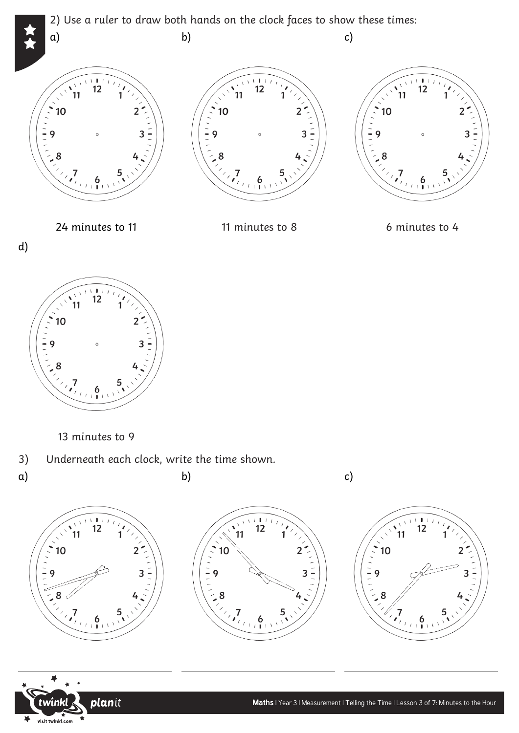2) Use a ruler to draw both hands on the clock faces to show these times:

a) 24 minutes to 11

b) 11 minutes to 8

c) 6 minutes to 4

d) 13 minutes to 9

3) Underneath each clock, write the time shown.

a) ______________________

b) ______________________

c) ______________________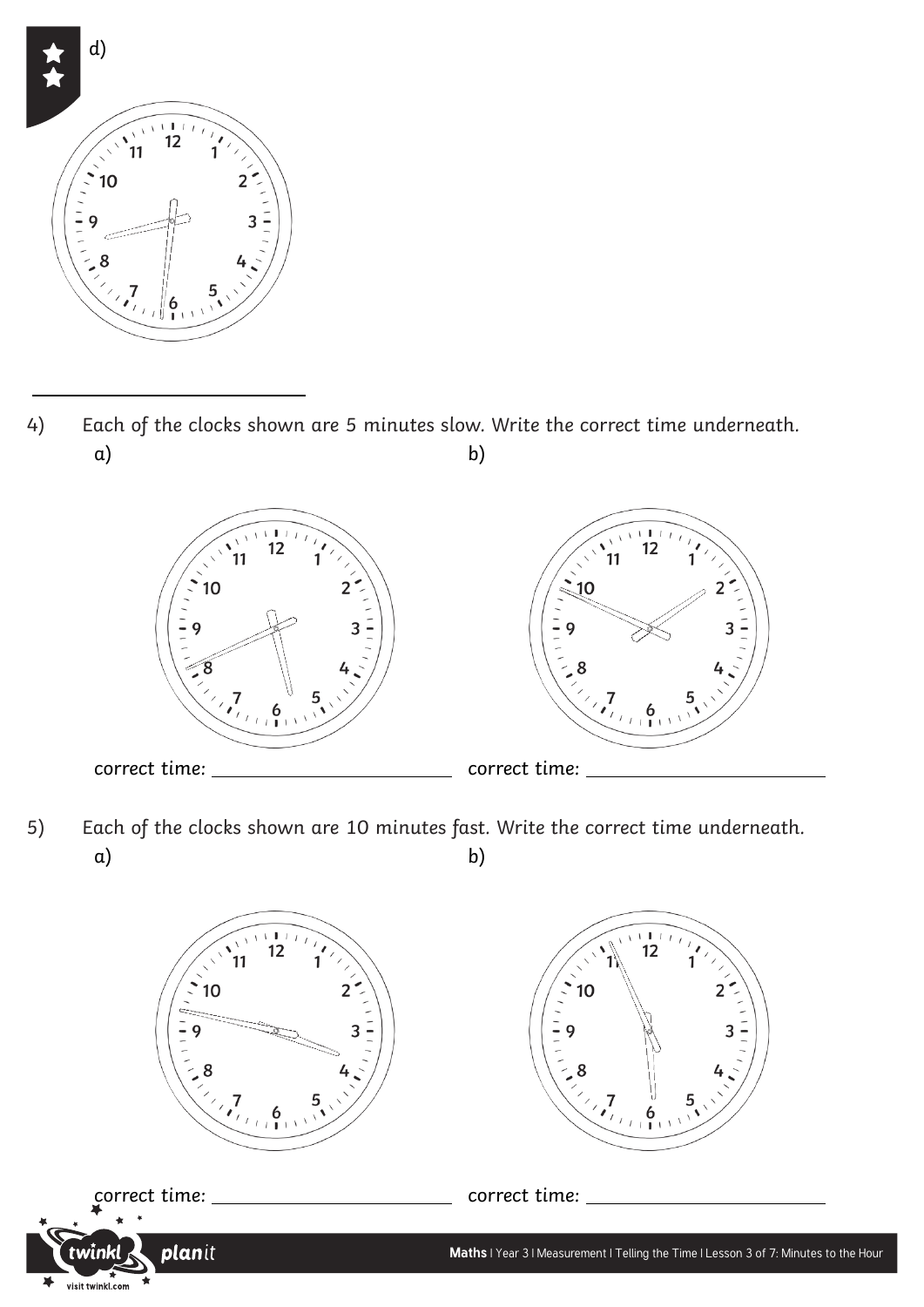d)

---

4) Each of the clocks shown are 5 minutes slow. Write the correct time underneath.

a)

correct time: ______________________

b)

correct time: ______________________

5) Each of the clocks shown are 10 minutes fast. Write the correct time underneath.

a)

correct time: ______________________

b)

correct time: ______________________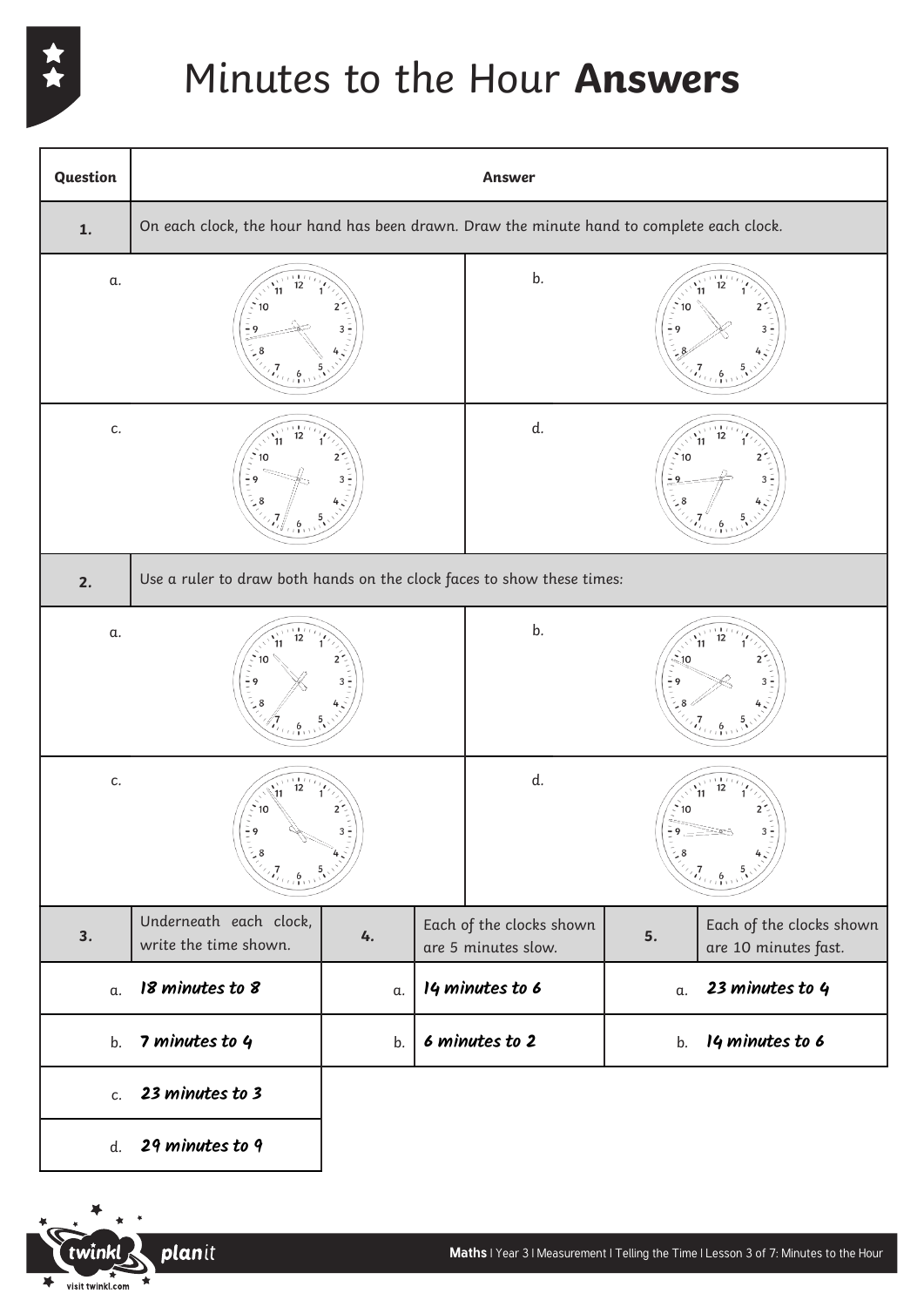# Minutes to the Hour **Answers**

| Question | Answer |
| --- | --- |
| **1.** | On each clock, the hour hand has been drawn. Draw the minute hand to complete each clock. |
| a. | b. |
| c. | d. |
| **2.** | Use a ruler to draw both hands on the clock faces to show these times: |
| a. | b. |
| c. | d. |

| **3.** | Underneath each clock, write the time shown. | **4.** | Each of the clocks shown are 5 minutes slow. | **5.** | Each of the clocks shown are 10 minutes fast. |
| --- | --- | --- | --- | --- | --- |
| a. | *18 minutes to 8* | a. | *14 minutes to 6* | a. | *23 minutes to 4* |
| b. | *7 minutes to 4* | b. | *6 minutes to 2* | b. | *14 minutes to 6* |
| c. | *23 minutes to 3* | | | | |
| d. | *29 minutes to 9* | | | | |